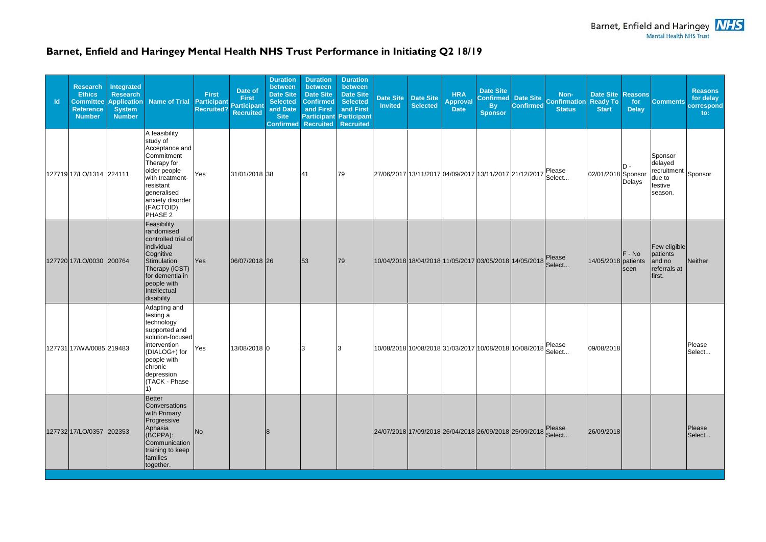# Barnet, Enfield and Haringey Mental Health NHS Trust Performance in Initiating Q2 18/19

| Id | Research Ethics Committee Reference Number | Integrated Research Application System Number | Name of Trial | First Participant Recruited? | Date of First Participant Recruited | Duration between Date Site Selected and Date Site Confirmed | Duration between Date Site Confirmed and First Participant Recruited | Duration between Date Site Selected and First Participant Recruited | Date Site Invited | Date Site Selected | HRA Approval Date | Date Site Confirmed By Sponsor | Date Site Confirmed | Non-Confirmation Status | Date Site Ready To Start | Reasons for Delay | Comments | Reasons for delay correspond to: |
|---|---|---|---|---|---|---|---|---|---|---|---|---|---|---|---|---|---|---|
| 127719 | 17/LO/1314 | 224111 | A feasibility study of Acceptance and Commitment Therapy for older people with treatment-resistant generalised anxiety disorder (FACTOID) PHASE 2 | Yes | 31/01/2018 | 38 | 41 | 79 | 27/06/2017 | 13/11/2017 | 04/09/2017 | 13/11/2017 | 21/12/2017 | Please Select... | 02/01/2018 | D - Sponsor Delays | Sponsor delayed recruitment due to festive season. | Sponsor |
| 127720 | 17/LO/0030 | 200764 | Feasibility randomised controlled trial of individual Cognitive Stimulation Therapy (iCST) for dementia in people with Intellectual disability | Yes | 06/07/2018 | 26 | 53 | 79 | 10/04/2018 | 18/04/2018 | 11/05/2017 | 03/05/2018 | 14/05/2018 | Please Select... | 14/05/2018 | F - No patients seen | Few eligible patients and no referrals at first. | Neither |
| 127731 | 17/WA/0085 | 219483 | Adapting and testing a technology supported and solution-focused intervention (DIALOG+) for people with chronic depression (TACK - Phase 1) | Yes | 13/08/2018 | 0 | 3 | 3 | 10/08/2018 | 10/08/2018 | 31/03/2017 | 10/08/2018 | 10/08/2018 | Please Select... | 09/08/2018 | | | Please Select... |
| 127732 | 17/LO/0357 | 202353 | Better Conversations with Primary Progressive Aphasia (BCPPA): Communication training to keep families together. | No | | 8 | | | 24/07/2018 | 17/09/2018 | 26/04/2018 | 26/09/2018 | 25/09/2018 | Please Select... | 26/09/2018 | | | Please Select... |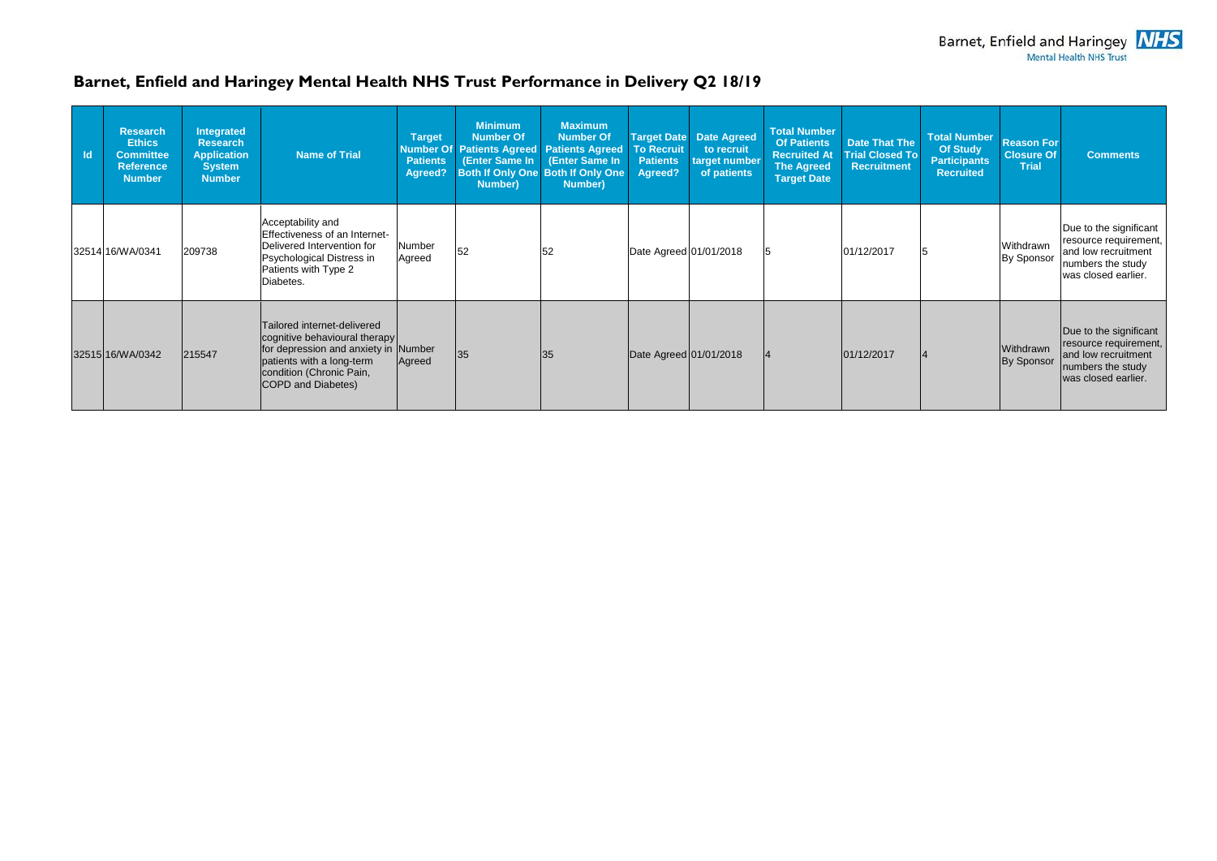## Barnet, Enfield and Haringey Mental Health NHS Trust Performance in Delivery Q2 18/19

| Id | Research Ethics Committee Reference Number | Integrated Research Application System Number | Name of Trial | Target Number Of Patients Agreed? | Minimum Number Of Patients Agreed (Enter Same In Both If Only One Number) | Maximum Number Of Patients Agreed (Enter Same In Both If Only One Number) | Target Date To Recruit Patients Agreed? | Date Agreed to recruit target number of patients | Total Number Of Patients Recruited At The Agreed Target Date | Date That The Trial Closed To Recruitment | Total Number Of Study Participants Recruited | Reason For Closure Of Trial | Comments |
|---|---|---|---|---|---|---|---|---|---|---|---|---|---|
| 32514 | 16/WA/0341 | 209738 | Acceptability and Effectiveness of an Internet-Delivered Intervention for Psychological Distress in Patients with Type 2 Diabetes. | Number Agreed | 52 | 52 | Date Agreed | 01/01/2018 | 5 | 01/12/2017 | 5 | Withdrawn By Sponsor | Due to the significant resource requirement, and low recruitment numbers the study was closed earlier. |
| 32515 | 16/WA/0342 | 215547 | Tailored internet-delivered cognitive behavioural therapy for depression and anxiety in patients with a long-term condition (Chronic Pain, COPD and Diabetes) | Number Agreed | 35 | 35 | Date Agreed | 01/01/2018 | 4 | 01/12/2017 | 4 | Withdrawn By Sponsor | Due to the significant resource requirement, and low recruitment numbers the study was closed earlier. |